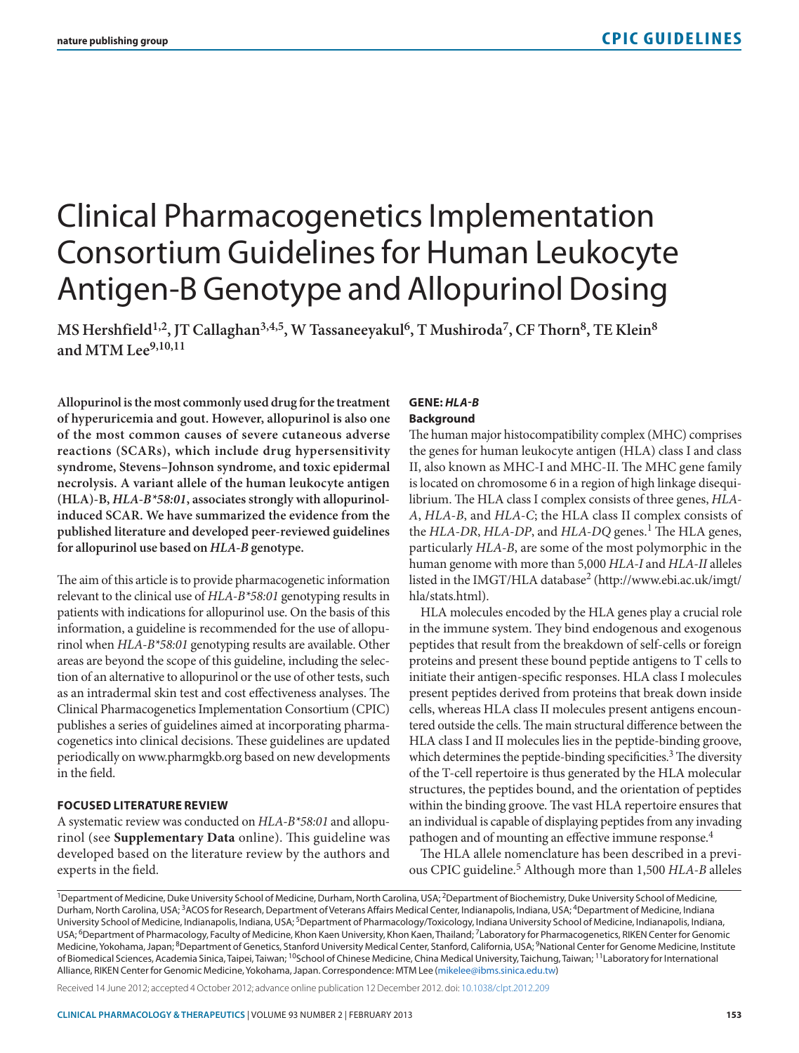# Clinical Pharmacogenetics Implementation Consortium Guidelines for Human Leukocyte Antigen-B Genotype and Allopurinol Dosing

**MS Hershfield[1,2], JT Callaghan[3,4,5], W Tassaneeyakul[6], T Mushiroda[7], CF Thorn[8], TE Klein[8] and MTM Lee[9,10,11]**

**Allopurinol is the most commonly used drug for the treatment of hyperuricemia and gout. However, allopurinol is also one of the most common causes of severe cutaneous adverse reactions (SCARs), which include drug hypersensitivity syndrome, Stevens–Johnson syndrome, and toxic epidermal necrolysis. A variant allele of the human leukocyte antigen (HLA)-B, *HLA-B\*58:01*, associates strongly with allopurinol-induced SCAR. We have summarized the evidence from the published literature and developed peer-reviewed guidelines for allopurinol use based on *HLA-B* genotype.**

The aim of this article is to provide pharmacogenetic information relevant to the clinical use of *HLA-B\*58:01* genotyping results in patients with indications for allopurinol use. On the basis of this information, a guideline is recommended for the use of allopurinol when *HLA-B\*58:01* genotyping results are available. Other areas are beyond the scope of this guideline, including the selection of an alternative to allopurinol or the use of other tests, such as an intradermal skin test and cost effectiveness analyses. The Clinical Pharmacogenetics Implementation Consortium (CPIC) publishes a series of guidelines aimed at incorporating pharmacogenetics into clinical decisions. These guidelines are updated periodically on www.pharmgkb.org based on new developments in the field.

## FOCUSED LITERATURE REVIEW

A systematic review was conducted on *HLA-B\*58:01* and allopurinol (see **Supplementary Data** online). This guideline was developed based on the literature review by the authors and experts in the field.

## GENE: *HLA-B*

### Background

The human major histocompatibility complex (MHC) comprises the genes for human leukocyte antigen (HLA) class I and class II, also known as MHC-I and MHC-II. The MHC gene family is located on chromosome 6 in a region of high linkage disequilibrium. The HLA class I complex consists of three genes, *HLA-A*, *HLA-B*, and *HLA-C*; the HLA class II complex consists of the *HLA-DR*, *HLA-DP*, and *HLA-DQ* genes.[1] The HLA genes, particularly *HLA-B*, are some of the most polymorphic in the human genome with more than 5,000 *HLA-I* and *HLA-II* alleles listed in the IMGT/HLA database[2] (http://www.ebi.ac.uk/imgt/hla/stats.html).

HLA molecules encoded by the HLA genes play a crucial role in the immune system. They bind endogenous and exogenous peptides that result from the breakdown of self-cells or foreign proteins and present these bound peptide antigens to T cells to initiate their antigen-specific responses. HLA class I molecules present peptides derived from proteins that break down inside cells, whereas HLA class II molecules present antigens encountered outside the cells. The main structural difference between the HLA class I and II molecules lies in the peptide-binding groove, which determines the peptide-binding specificities.[3] The diversity of the T-cell repertoire is thus generated by the HLA molecular structures, the peptides bound, and the orientation of peptides within the binding groove. The vast HLA repertoire ensures that an individual is capable of displaying peptides from any invading pathogen and of mounting an effective immune response.[4]

The HLA allele nomenclature has been described in a previous CPIC guideline.[5] Although more than 1,500 *HLA-B* alleles

---

[1]Department of Medicine, Duke University School of Medicine, Durham, North Carolina, USA; [2]Department of Biochemistry, Duke University School of Medicine, Durham, North Carolina, USA; [3]ACOS for Research, Department of Veterans Affairs Medical Center, Indianapolis, Indiana, USA; [4]Department of Medicine, Indiana University School of Medicine, Indianapolis, Indiana, USA; [5]Department of Pharmacology/Toxicology, Indiana University School of Medicine, Indianapolis, Indiana, USA; [6]Department of Pharmacology, Faculty of Medicine, Khon Kaen University, Khon Kaen, Thailand; [7]Laboratory for Pharmacogenetics, RIKEN Center for Genomic Medicine, Yokohama, Japan; [8]Department of Genetics, Stanford University Medical Center, Stanford, California, USA; [9]National Center for Genome Medicine, Institute of Biomedical Sciences, Academia Sinica, Taipei, Taiwan; [10]School of Chinese Medicine, China Medical University, Taichung, Taiwan; [11]Laboratory for International Alliance, RIKEN Center for Genomic Medicine, Yokohama, Japan. Correspondence: MTM Lee (mikelee@ibms.sinica.edu.tw)

Received 14 June 2012; accepted 4 October 2012; advance online publication 12 December 2012. doi:10.1038/clpt.2012.209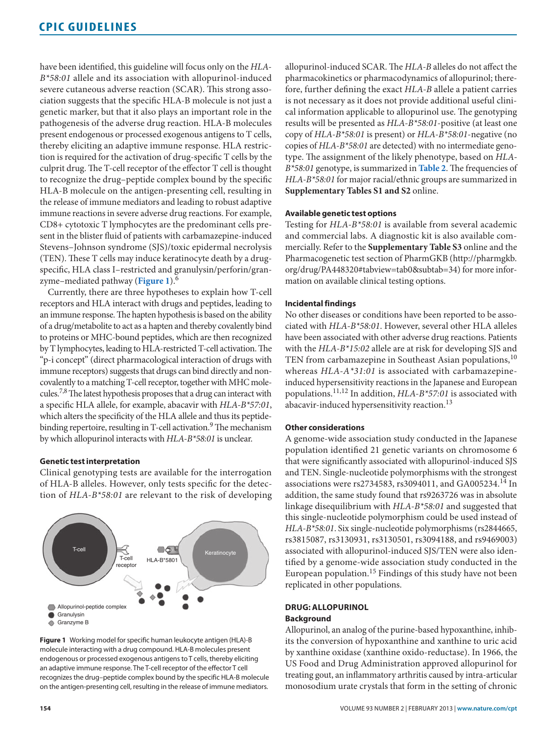have been identified, this guideline will focus only on the *HLA-B*58:01* allele and its association with allopurinol-induced severe cutaneous adverse reaction (SCAR). This strong association suggests that the specific HLA-B molecule is not just a genetic marker, but that it also plays an important role in the pathogenesis of the adverse drug reaction. HLA-B molecules present endogenous or processed exogenous antigens to T cells, thereby eliciting an adaptive immune response. HLA restriction is required for the activation of drug-specific T cells by the culprit drug. The T-cell receptor of the effector T cell is thought to recognize the drug–peptide complex bound by the specific HLA-B molecule on the antigen-presenting cell, resulting in the release of immune mediators and leading to robust adaptive immune reactions in severe adverse drug reactions. For example, CD8+ cytotoxic T lymphocytes are the predominant cells present in the blister fluid of patients with carbamazepine-induced Stevens–Johnson syndrome (SJS)/toxic epidermal necrolysis (TEN). These T cells may induce keratinocyte death by a drug-specific, HLA class I–restricted and granulysin/perforin/granzyme–mediated pathway (**Figure 1**).[6]

Currently, there are three hypotheses to explain how T-cell receptors and HLA interact with drugs and peptides, leading to an immune response. The hapten hypothesis is based on the ability of a drug/metabolite to act as a hapten and thereby covalently bind to proteins or MHC-bound peptides, which are then recognized by T lymphocytes, leading to HLA-restricted T-cell activation. The "p-i concept" (direct pharmacological interaction of drugs with immune receptors) suggests that drugs can bind directly and noncovalently to a matching T-cell receptor, together with MHC molecules.[7,8] The latest hypothesis proposes that a drug can interact with a specific HLA allele, for example, abacavir with *HLA-B*57:01*, which alters the specificity of the HLA allele and thus its peptide-binding repertoire, resulting in T-cell activation.[9] The mechanism by which allopurinol interacts with *HLA-B*58:01* is unclear.

#### Genetic test interpretation

Clinical genotyping tests are available for the interrogation of HLA-B alleles. However, only tests specific for the detection of *HLA-B*58:01* are relevant to the risk of developing allopurinol-induced SCAR. The *HLA-B* alleles do not affect the pharmacokinetics or pharmacodynamics of allopurinol; therefore, further defining the exact *HLA-B* allele a patient carries is not necessary as it does not provide additional useful clinical information applicable to allopurinol use. The genotyping results will be presented as *HLA-B*58:01*-positive (at least one copy of *HLA-B*58:01* is present) or *HLA-B*58:01*-negative (no copies of *HLA-B*58:01* are detected) with no intermediate genotype. The assignment of the likely phenotype, based on *HLA-B*58:01* genotype, is summarized in **Table 2**. The frequencies of *HLA-B*58:01* for major racial/ethnic groups are summarized in **Supplementary Tables S1 and S2** online.

**Figure 1** Working model for specific human leukocyte antigen (HLA)-B molecule interacting with a drug compound. HLA-B molecules present endogenous or processed exogenous antigens to T cells, thereby eliciting an adaptive immune response. The T-cell receptor of the effector T cell recognizes the drug–peptide complex bound by the specific HLA-B molecule on the antigen-presenting cell, resulting in the release of immune mediators.

#### Available genetic test options

Testing for *HLA-B*58:01* is available from several academic and commercial labs. A diagnostic kit is also available commercially. Refer to the **Supplementary Table S3** online and the Pharmacogenetic test section of PharmGKB (http://pharmgkb.org/drug/PA448320#tabview=tab0&subtab=34) for more information on available clinical testing options.

#### Incidental findings

No other diseases or conditions have been reported to be associated with *HLA-B*58:01*. However, several other HLA alleles have been associated with other adverse drug reactions. Patients with the *HLA-B*15:02* allele are at risk for developing SJS and TEN from carbamazepine in Southeast Asian populations,[10] whereas *HLA-A*31:01* is associated with carbamazepine-induced hypersensitivity reactions in the Japanese and European populations.[11,12] In addition, *HLA-B*57:01* is associated with abacavir-induced hypersensitivity reaction.[13]

#### Other considerations

A genome-wide association study conducted in the Japanese population identified 21 genetic variants on chromosome 6 that were significantly associated with allopurinol-induced SJS and TEN. Single-nucleotide polymorphisms with the strongest associations were rs2734583, rs3094011, and GA005234.[14] In addition, the same study found that rs9263726 was in absolute linkage disequilibrium with *HLA-B*58:01* and suggested that this single-nucleotide polymorphism could be used instead of *HLA-B*58:01*. Six single-nucleotide polymorphisms (rs2844665, rs3815087, rs3130931, rs3130501, rs3094188, and rs9469003) associated with allopurinol-induced SJS/TEN were also identified by a genome-wide association study conducted in the European population.[15] Findings of this study have not been replicated in other populations.

## DRUG: ALLOPURINOL

#### Background

Allopurinol, an analog of the purine-based hypoxanthine, inhibits the conversion of hypoxanthine and xanthine to uric acid by xanthine oxidase (xanthine oxido-reductase). In 1966, the US Food and Drug Administration approved allopurinol for treating gout, an inflammatory arthritis caused by intra-articular monosodium urate crystals that form in the setting of chronic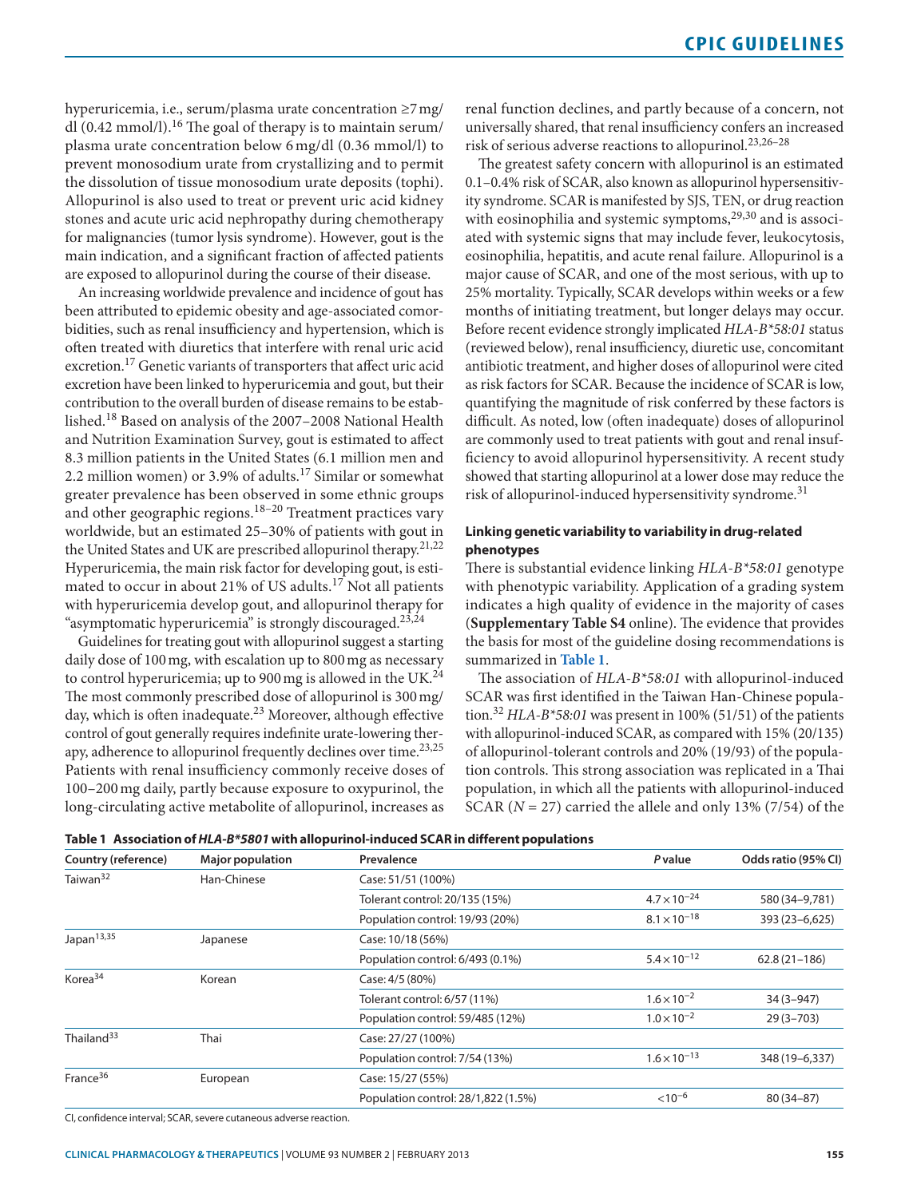hyperuricemia, i.e., serum/plasma urate concentration ≥7 mg/dl (0.42 mmol/l).[16] The goal of therapy is to maintain serum/plasma urate concentration below 6 mg/dl (0.36 mmol/l) to prevent monosodium urate from crystallizing and to permit the dissolution of tissue monosodium urate deposits (tophi). Allopurinol is also used to treat or prevent uric acid kidney stones and acute uric acid nephropathy during chemotherapy for malignancies (tumor lysis syndrome). However, gout is the main indication, and a significant fraction of affected patients are exposed to allopurinol during the course of their disease.

An increasing worldwide prevalence and incidence of gout has been attributed to epidemic obesity and age-associated comorbidities, such as renal insufficiency and hypertension, which is often treated with diuretics that interfere with renal uric acid excretion.[17] Genetic variants of transporters that affect uric acid excretion have been linked to hyperuricemia and gout, but their contribution to the overall burden of disease remains to be established.[18] Based on analysis of the 2007–2008 National Health and Nutrition Examination Survey, gout is estimated to affect 8.3 million patients in the United States (6.1 million men and 2.2 million women) or 3.9% of adults.[17] Similar or somewhat greater prevalence has been observed in some ethnic groups and other geographic regions.[18–20] Treatment practices vary worldwide, but an estimated 25–30% of patients with gout in the United States and UK are prescribed allopurinol therapy.[21,22] Hyperuricemia, the main risk factor for developing gout, is estimated to occur in about 21% of US adults.[17] Not all patients with hyperuricemia develop gout, and allopurinol therapy for "asymptomatic hyperuricemia" is strongly discouraged.[23,24]

Guidelines for treating gout with allopurinol suggest a starting daily dose of 100 mg, with escalation up to 800 mg as necessary to control hyperuricemia; up to 900 mg is allowed in the UK.[24] The most commonly prescribed dose of allopurinol is 300 mg/day, which is often inadequate.[23] Moreover, although effective control of gout generally requires indefinite urate-lowering therapy, adherence to allopurinol frequently declines over time.[23,25] Patients with renal insufficiency commonly receive doses of 100–200 mg daily, partly because exposure to oxypurinol, the long-circulating active metabolite of allopurinol, increases as renal function declines, and partly because of a concern, not universally shared, that renal insufficiency confers an increased risk of serious adverse reactions to allopurinol.[23,26–28]

The greatest safety concern with allopurinol is an estimated 0.1–0.4% risk of SCAR, also known as allopurinol hypersensitivity syndrome. SCAR is manifested by SJS, TEN, or drug reaction with eosinophilia and systemic symptoms,[29,30] and is associated with systemic signs that may include fever, leukocytosis, eosinophilia, hepatitis, and acute renal failure. Allopurinol is a major cause of SCAR, and one of the most serious, with up to 25% mortality. Typically, SCAR develops within weeks or a few months of initiating treatment, but longer delays may occur. Before recent evidence strongly implicated *HLA-B*58:01* status (reviewed below), renal insufficiency, diuretic use, concomitant antibiotic treatment, and higher doses of allopurinol were cited as risk factors for SCAR. Because the incidence of SCAR is low, quantifying the magnitude of risk conferred by these factors is difficult. As noted, low (often inadequate) doses of allopurinol are commonly used to treat patients with gout and renal insufficiency to avoid allopurinol hypersensitivity. A recent study showed that starting allopurinol at a lower dose may reduce the risk of allopurinol-induced hypersensitivity syndrome.[31]

#### Linking genetic variability to variability in drug-related phenotypes

There is substantial evidence linking *HLA-B*58:01* genotype with phenotypic variability. Application of a grading system indicates a high quality of evidence in the majority of cases (**Supplementary Table S4** online). The evidence that provides the basis for most of the guideline dosing recommendations is summarized in **Table 1**.

The association of *HLA-B*58:01* with allopurinol-induced SCAR was first identified in the Taiwan Han-Chinese population.[32] *HLA-B*58:01* was present in 100% (51/51) of the patients with allopurinol-induced SCAR, as compared with 15% (20/135) of allopurinol-tolerant controls and 20% (19/93) of the population controls. This strong association was replicated in a Thai population, in which all the patients with allopurinol-induced SCAR ($N = 27$) carried the allele and only 13% (7/54) of the

**Table 1 Association of *HLA-B*5801* with allopurinol-induced SCAR in different populations**

| Country (reference) | Major population | Prevalence | *P* value | Odds ratio (95% CI) |
|---|---|---|---|---|
| Taiwan[32] | Han-Chinese | Case: 51/51 (100%) | | |
| | | Tolerant control: 20/135 (15%) | $4.7 \times 10^{-24}$ | 580 (34–9,781) |
| | | Population control: 19/93 (20%) | $8.1 \times 10^{-18}$ | 393 (23–6,625) |
| Japan[13,35] | Japanese | Case: 10/18 (56%) | | |
| | | Population control: 6/493 (0.1%) | $5.4 \times 10^{-12}$ | 62.8 (21–186) |
| Korea[34] | Korean | Case: 4/5 (80%) | | |
| | | Tolerant control: 6/57 (11%) | $1.6 \times 10^{-2}$ | 34 (3–947) |
| | | Population control: 59/485 (12%) | $1.0 \times 10^{-2}$ | 29 (3–703) |
| Thailand[33] | Thai | Case: 27/27 (100%) | | |
| | | Population control: 7/54 (13%) | $1.6 \times 10^{-13}$ | 348 (19–6,337) |
| France[36] | European | Case: 15/27 (55%) | | |
| | | Population control: 28/1,822 (1.5%) | $<10^{-6}$ | 80 (34–87) |

CI, confidence interval; SCAR, severe cutaneous adverse reaction.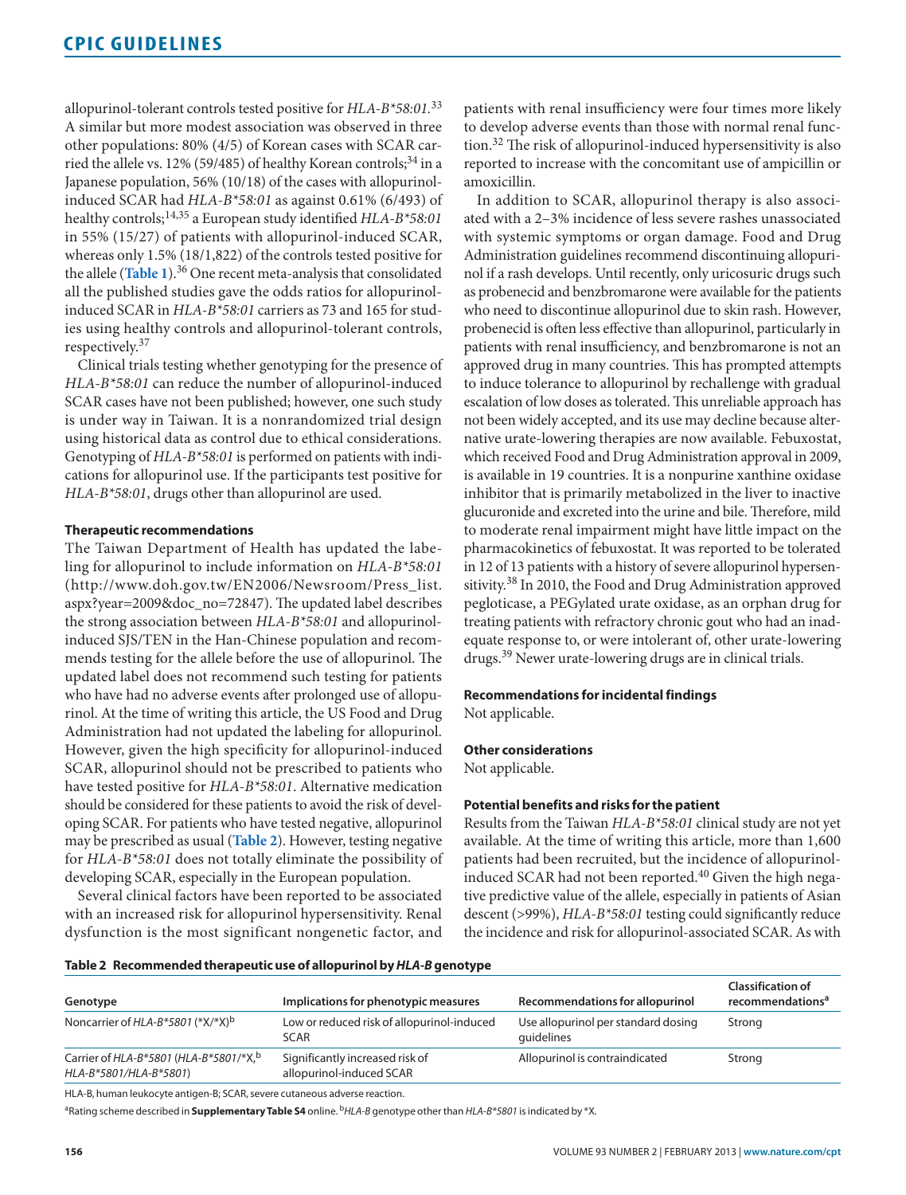allopurinol-tolerant controls tested positive for *HLA-B*58:01*.[33] A similar but more modest association was observed in three other populations: 80% (4/5) of Korean cases with SCAR carried the allele vs. 12% (59/485) of healthy Korean controls;[34] in a Japanese population, 56% (10/18) of the cases with allopurinol-induced SCAR had *HLA-B*58:01* as against 0.61% (6/493) of healthy controls;[14,35] a European study identified *HLA-B*58:01* in 55% (15/27) of patients with allopurinol-induced SCAR, whereas only 1.5% (18/1,822) of the controls tested positive for the allele (**Table 1**).[36] One recent meta-analysis that consolidated all the published studies gave the odds ratios for allopurinol-induced SCAR in *HLA-B*58:01* carriers as 73 and 165 for studies using healthy controls and allopurinol-tolerant controls, respectively.[37]

Clinical trials testing whether genotyping for the presence of *HLA-B*58:01* can reduce the number of allopurinol-induced SCAR cases have not been published; however, one such study is under way in Taiwan. It is a nonrandomized trial design using historical data as control due to ethical considerations. Genotyping of *HLA-B*58:01* is performed on patients with indications for allopurinol use. If the participants test positive for *HLA-B*58:01*, drugs other than allopurinol are used.

#### Therapeutic recommendations

The Taiwan Department of Health has updated the labeling for allopurinol to include information on *HLA-B*58:01* (http://www.doh.gov.tw/EN2006/Newsroom/Press_list.aspx?year=2009&doc_no=72847). The updated label describes the strong association between *HLA-B*58:01* and allopurinol-induced SJS/TEN in the Han-Chinese population and recommends testing for the allele before the use of allopurinol. The updated label does not recommend such testing for patients who have had no adverse events after prolonged use of allopurinol. At the time of writing this article, the US Food and Drug Administration had not updated the labeling for allopurinol. However, given the high specificity for allopurinol-induced SCAR, allopurinol should not be prescribed to patients who have tested positive for *HLA-B*58:01*. Alternative medication should be considered for these patients to avoid the risk of developing SCAR. For patients who have tested negative, allopurinol may be prescribed as usual (**Table 2**). However, testing negative for *HLA-B*58:01* does not totally eliminate the possibility of developing SCAR, especially in the European population.

Several clinical factors have been reported to be associated with an increased risk for allopurinol hypersensitivity. Renal dysfunction is the most significant nongenetic factor, and patients with renal insufficiency were four times more likely to develop adverse events than those with normal renal function.[32] The risk of allopurinol-induced hypersensitivity is also reported to increase with the concomitant use of ampicillin or amoxicillin.

In addition to SCAR, allopurinol therapy is also associated with a 2–3% incidence of less severe rashes unassociated with systemic symptoms or organ damage. Food and Drug Administration guidelines recommend discontinuing allopurinol if a rash develops. Until recently, only uricosuric drugs such as probenecid and benzbromarone were available for the patients who need to discontinue allopurinol due to skin rash. However, probenecid is often less effective than allopurinol, particularly in patients with renal insufficiency, and benzbromarone is not an approved drug in many countries. This has prompted attempts to induce tolerance to allopurinol by rechallenge with gradual escalation of low doses as tolerated. This unreliable approach has not been widely accepted, and its use may decline because alternative urate-lowering therapies are now available. Febuxostat, which received Food and Drug Administration approval in 2009, is available in 19 countries. It is a nonpurine xanthine oxidase inhibitor that is primarily metabolized in the liver to inactive glucuronide and excreted into the urine and bile. Therefore, mild to moderate renal impairment might have little impact on the pharmacokinetics of febuxostat. It was reported to be tolerated in 12 of 13 patients with a history of severe allopurinol hypersensitivity.[38] In 2010, the Food and Drug Administration approved pegloticase, a PEGylated urate oxidase, as an orphan drug for treating patients with refractory chronic gout who had an inadequate response to, or were intolerant of, other urate-lowering drugs.[39] Newer urate-lowering drugs are in clinical trials.

#### Recommendations for incidental findings

Not applicable.

#### Other considerations

Not applicable.

#### Potential benefits and risks for the patient

Results from the Taiwan *HLA-B*58:01* clinical study are not yet available. At the time of writing this article, more than 1,600 patients had been recruited, but the incidence of allopurinol-induced SCAR had not been reported.[40] Given the high negative predictive value of the allele, especially in patients of Asian descent (>99%), *HLA-B*58:01* testing could significantly reduce the incidence and risk for allopurinol-associated SCAR. As with

**Table 2 Recommended therapeutic use of allopurinol by *HLA-B* genotype**

| Genotype | Implications for phenotypic measures | Recommendations for allopurinol | Classification of recommendations[a] |
|---|---|---|---|
| Noncarrier of *HLA-B*5801* (*X/*X)[b] | Low or reduced risk of allopurinol-induced SCAR | Use allopurinol per standard dosing guidelines | Strong |
| Carrier of *HLA-B*5801* (*HLA-B*5801*/*X,[b] *HLA-B*5801*/*HLA-B*5801*) | Significantly increased risk of allopurinol-induced SCAR | Allopurinol is contraindicated | Strong |

HLA-B, human leukocyte antigen-B; SCAR, severe cutaneous adverse reaction.

[a]Rating scheme described in **Supplementary Table S4** online. [b]*HLA-B* genotype other than *HLA-B*5801* is indicated by *X.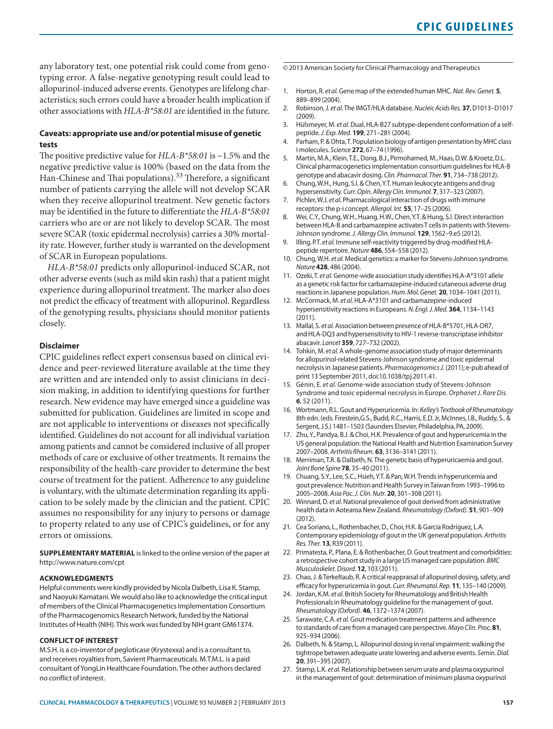any laboratory test, one potential risk could come from genotyping error. A false-negative genotyping result could lead to allopurinol-induced adverse events. Genotypes are lifelong characteristics; such errors could have a broader health implication if other associations with *HLA-B\*58:01* are identified in the future.

### Caveats: appropriate use and/or potential misuse of genetic tests

The positive predictive value for *HLA-B\*58:01* is ~1.5% and the negative predictive value is 100% (based on the data from the Han-Chinese and Thai populations).[33] Therefore, a significant number of patients carrying the allele will not develop SCAR when they receive allopurinol treatment. New genetic factors may be identified in the future to differentiate the *HLA-B\*58:01* carriers who are or are not likely to develop SCAR. The most severe SCAR (toxic epidermal necrolysis) carries a 30% mortality rate. However, further study is warranted on the development of SCAR in European populations.

*HLA-B\*58:01* predicts only allopurinol-induced SCAR, not other adverse events (such as mild skin rash) that a patient might experience during allopurinol treatment. The marker also does not predict the efficacy of treatment with allopurinol. Regardless of the genotyping results, physicians should monitor patients closely.

### Disclaimer

CPIC guidelines reflect expert consensus based on clinical evidence and peer-reviewed literature available at the time they are written and are intended only to assist clinicians in decision making, in addition to identifying questions for further research. New evidence may have emerged since a guideline was submitted for publication. Guidelines are limited in scope and are not applicable to interventions or diseases not specifically identified. Guidelines do not account for all individual variation among patients and cannot be considered inclusive of all proper methods of care or exclusive of other treatments. It remains the responsibility of the health-care provider to determine the best course of treatment for the patient. Adherence to any guideline is voluntary, with the ultimate determination regarding its application to be solely made by the clinician and the patient. CPIC assumes no responsibility for any injury to persons or damage to property related to any use of CPIC's guidelines, or for any errors or omissions.

**SUPPLEMENTARY MATERIAL** is linked to the online version of the paper at http://www.nature.com/cpt

### ACKNOWLEDGMENTS

Helpful comments were kindly provided by Nicola Dalbeth, Lisa K. Stamp, and Naoyuki Kamatani. We would also like to acknowledge the critical input of members of the Clinical Pharmacogenetics Implementation Consortium of the Pharmacogenomics Research Network, funded by the National Institutes of Health (NIH). This work was funded by NIH grant GM61374.

### CONFLICT OF INTEREST

M.S.H. is a co-inventor of pegloticase (Krystexxa) and is a consultant to, and receives royalties from, Savient Pharmaceuticals. M.T.M.L. is a paid consultant of YongLin Healthcare Foundation. The other authors declared no conflict of interest.

© 2013 American Society for Clinical Pharmacology and Therapeutics

1. Horton, R. *et al.* Gene map of the extended human MHC. *Nat. Rev. Genet.* **5**, 889–899 (2004).
2. Robinson, J. *et al.* The IMGT/HLA database. *Nucleic Acids Res.* **37**, D1013–D1017 (2009).
3. Hülsmeyer, M. *et al.* Dual, HLA-B27 subtype-dependent conformation of a self-peptide. *J. Exp. Med.* **199**, 271–281 (2004).
4. Parham, P. & Ohta, T. Population biology of antigen presentation by MHC class I molecules. *Science* **272**, 67–74 (1996).
5. Martin, M.A., Klein, T.E., Dong, B.J., Pirmohamed, M., Haas, D.W. & Kroetz, D.L. Clinical pharmacogenetics implementation consortium guidelines for HLA-B genotype and abacavir dosing. *Clin. Pharmacol. Ther.* **91**, 734–738 (2012).
6. Chung, W.H., Hung, S.I. & Chen, Y.T. Human leukocyte antigens and drug hypersensitivity. *Curr. Opin. Allergy Clin. Immunol.* **7**, 317–323 (2007).
7. Pichler, W.J. *et al.* Pharmacological interaction of drugs with immune receptors: the p-i concept. *Allergol. Int.* **55**, 17–25 (2006).
8. Wei, C.Y., Chung, W.H., Huang, H.W., Chen, Y.T. & Hung, S.I. Direct interaction between HLA-B and carbamazepine activates T cells in patients with Stevens-Johnson syndrome. *J. Allergy Clin. Immunol.* **129**, 1562–9.e5 (2012).
9. Illing, P.T. *et al.* Immune self-reactivity triggered by drug-modified HLA-peptide repertoire. *Nature* **486**, 554–558 (2012).
10. Chung, W.H. *et al.* Medical genetics: a marker for Stevens-Johnson syndrome. *Nature* **428**, 486 (2004).
11. Ozeki, T. *et al.* Genome-wide association study identifies HLA-A\*3101 allele as a genetic risk factor for carbamazepine-induced cutaneous adverse drug reactions in Japanese population. *Hum. Mol. Genet.* **20**, 1034–1041 (2011).
12. McCormack, M. *et al.* HLA-A\*3101 and carbamazepine-induced hypersensitivity reactions in Europeans. *N. Engl. J. Med.* **364**, 1134–1143 (2011).
13. Mallal, S. *et al.* Association between presence of HLA-B\*5701, HLA-DR7, and HLA-DQ3 and hypersensitivity to HIV-1 reverse-transcriptase inhibitor abacavir. *Lancet* **359**, 727–732 (2002).
14. Tohkin, M. *et al.* A whole-genome association study of major determinants for allopurinol-related Stevens-Johnson syndrome and toxic epidermal necrolysis in Japanese patients. *Pharmacogenomics J.* (2011); e-pub ahead of print 13 September 2011, doi:10.1038/tpj.2011.41.
15. Génin, E. *et al.* Genome-wide association study of Stevens-Johnson Syndrome and toxic epidermal necrolysis in Europe. *Orphanet J. Rare Dis.* **6**, 52 (2011).
16. Wortmann, R.L. Gout and Hyperuricemia. In: *Kelley's Textbook of Rheumatology* 8th edn. (eds. Firestein,G.S., Budd, R.C., Harris, E.D. Jr, McInnes, I.B., Ruddy, S.. & Sergent, J.S.) 1481–1503 (Saunders Elsevier, Philadelphia, PA, 2009).
17. Zhu, Y., Pandya, B.J. & Choi, H.K. Prevalence of gout and hyperuricemia in the US general population: the National Health and Nutrition Examination Survey 2007–2008. *Arthritis Rheum.* **63**, 3136–3141 (2011).
18. Merriman, T.R. & Dalbeth, N. The genetic basis of hyperuricaemia and gout. *Joint Bone Spine* **78**, 35–40 (2011).
19. Chuang, S.Y., Lee, S.C., Hsieh, Y.T. & Pan, W.H. Trends in hyperuricemia and gout prevalence: Nutrition and Health Survey in Taiwan from 1993–1996 to 2005–2008. *Asia Pac. J. Clin. Nutr.* **20**, 301–308 (2011).
20. Winnard, D. *et al.* National prevalence of gout derived from administrative health data in Aotearoa New Zealand. *Rheumatology (Oxford).* **51**, 901–909 (2012).
21. Cea Soriano, L., Rothenbacher, D., Choi, H.K. & García Rodríguez, L.A. Contemporary epidemiology of gout in the UK general population. *Arthritis Res. Ther.* **13**, R39 (2011).
22. Primatesta, P., Plana, E. & Rothenbacher, D. Gout treatment and comorbidities: a retrospective cohort study in a large US managed care population. *BMC Musculoskelet. Disord.* **12**, 103 (2011).
23. Chao, J. & Terkeltaub, R. A critical reappraisal of allopurinol dosing, safety, and efficacy for hyperuricemia in gout. *Curr. Rheumatol. Rep.* **11**, 135–140 (2009).
24. Jordan, K.M. *et al.* British Society for Rheumatology and British Health Professionals in Rheumatology guideline for the management of gout. *Rheumatology (Oxford).* **46**, 1372–1374 (2007).
25. Sarawate, C.A. *et al.* Gout medication treatment patterns and adherence to standards of care from a managed care perspective. *Mayo Clin. Proc.* **81**, 925–934 (2006).
26. Dalbeth, N. & Stamp, L. Allopurinol dosing in renal impairment: walking the tightrope between adequate urate lowering and adverse events. *Semin. Dial.* **20**, 391–395 (2007).
27. Stamp, L.K. *et al.* Relationship between serum urate and plasma oxypurinol in the management of gout: determination of minimum plasma oxypurinol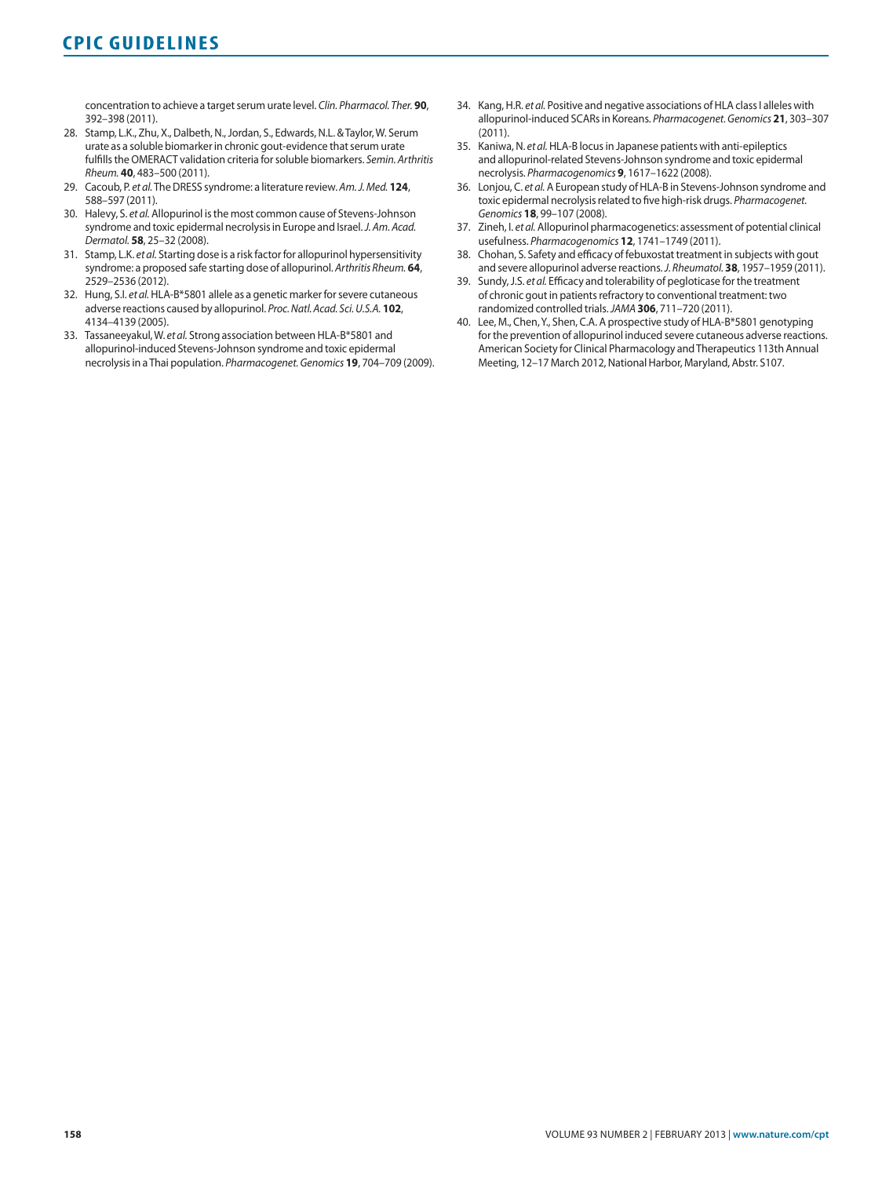concentration to achieve a target serum urate level. *Clin. Pharmacol. Ther.* **90**, 392–398 (2011).

28. Stamp, L.K., Zhu, X., Dalbeth, N., Jordan, S., Edwards, N.L. & Taylor, W. Serum urate as a soluble biomarker in chronic gout-evidence that serum urate fulfills the OMERACT validation criteria for soluble biomarkers. *Semin. Arthritis Rheum.* **40**, 483–500 (2011).
29. Cacoub, P. *et al.* The DRESS syndrome: a literature review. *Am. J. Med.* **124**, 588–597 (2011).
30. Halevy, S. *et al.* Allopurinol is the most common cause of Stevens-Johnson syndrome and toxic epidermal necrolysis in Europe and Israel. *J. Am. Acad. Dermatol.* **58**, 25–32 (2008).
31. Stamp, L.K. *et al.* Starting dose is a risk factor for allopurinol hypersensitivity syndrome: a proposed safe starting dose of allopurinol. *Arthritis Rheum.* **64**, 2529–2536 (2012).
32. Hung, S.I. *et al.* HLA-B*5801 allele as a genetic marker for severe cutaneous adverse reactions caused by allopurinol. *Proc. Natl. Acad. Sci. U.S.A.* **102**, 4134–4139 (2005).
33. Tassaneeyakul, W. *et al.* Strong association between HLA-B*5801 and allopurinol-induced Stevens-Johnson syndrome and toxic epidermal necrolysis in a Thai population. *Pharmacogenet. Genomics* **19**, 704–709 (2009).
34. Kang, H.R. *et al.* Positive and negative associations of HLA class I alleles with allopurinol-induced SCARs in Koreans. *Pharmacogenet. Genomics* **21**, 303–307 (2011).
35. Kaniwa, N. *et al.* HLA-B locus in Japanese patients with anti-epileptics and allopurinol-related Stevens-Johnson syndrome and toxic epidermal necrolysis. *Pharmacogenomics* **9**, 1617–1622 (2008).
36. Lonjou, C. *et al.* A European study of HLA-B in Stevens-Johnson syndrome and toxic epidermal necrolysis related to five high-risk drugs. *Pharmacogenet. Genomics* **18**, 99–107 (2008).
37. Zineh, I. *et al.* Allopurinol pharmacogenetics: assessment of potential clinical usefulness. *Pharmacogenomics* **12**, 1741–1749 (2011).
38. Chohan, S. Safety and efficacy of febuxostat treatment in subjects with gout and severe allopurinol adverse reactions. *J. Rheumatol.* **38**, 1957–1959 (2011).
39. Sundy, J.S. *et al.* Efficacy and tolerability of pegloticase for the treatment of chronic gout in patients refractory to conventional treatment: two randomized controlled trials. *JAMA* **306**, 711–720 (2011).
40. Lee, M., Chen, Y., Shen, C.A. A prospective study of HLA-B*5801 genotyping for the prevention of allopurinol induced severe cutaneous adverse reactions. American Society for Clinical Pharmacology and Therapeutics 113th Annual Meeting, 12–17 March 2012, National Harbor, Maryland, Abstr. S107.